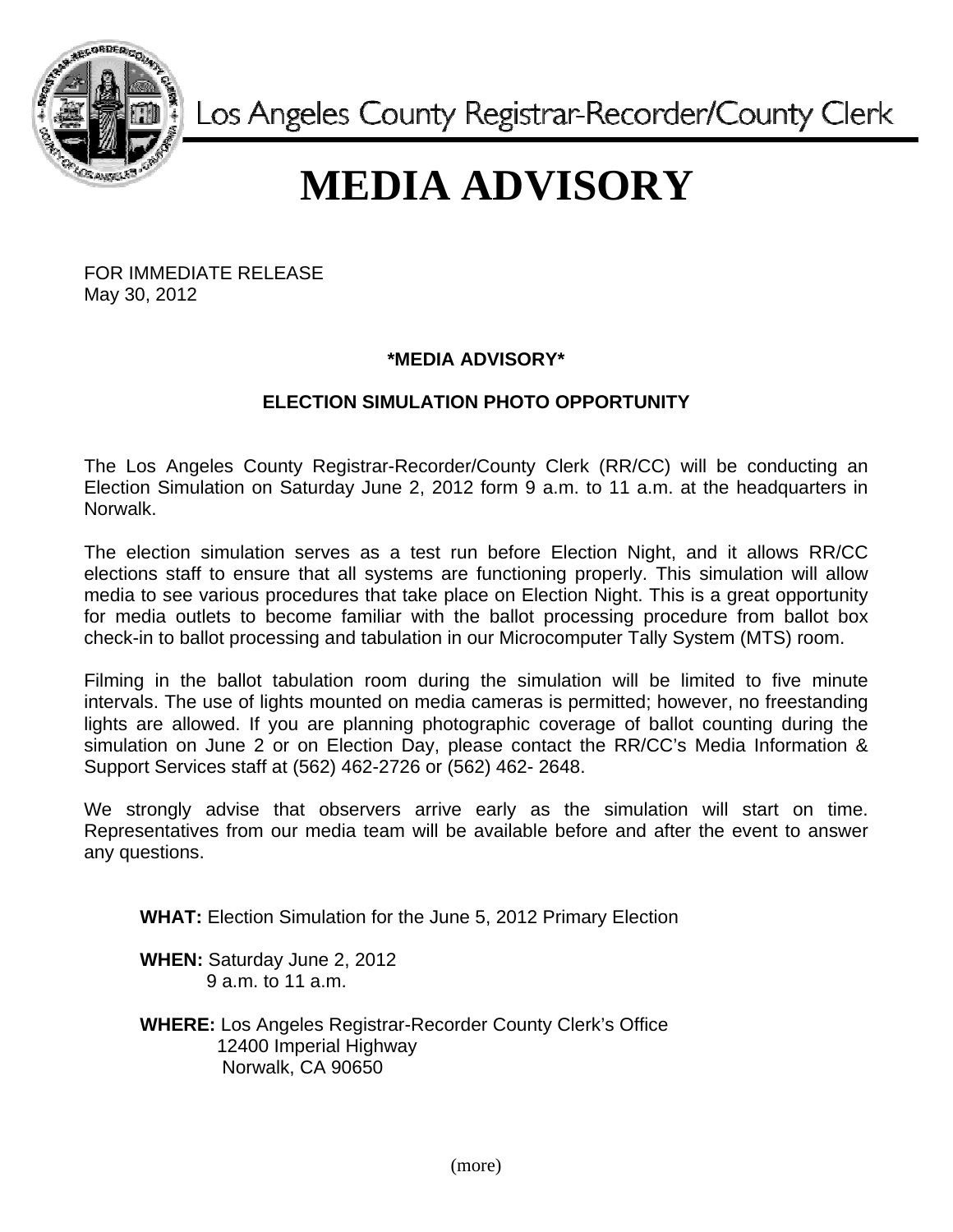Los Angeles County Registrar-Recorder/County Clerk

# MEDIA ADVISORY

FOR IMMEDIATE RELEASE
May 30, 2012

**\*MEDIA ADVISORY\***

**ELECTION SIMULATION PHOTO OPPORTUNITY**

The Los Angeles County Registrar-Recorder/County Clerk (RR/CC) will be conducting an Election Simulation on Saturday June 2, 2012 form 9 a.m. to 11 a.m. at the headquarters in Norwalk.

The election simulation serves as a test run before Election Night, and it allows RR/CC elections staff to ensure that all systems are functioning properly. This simulation will allow media to see various procedures that take place on Election Night. This is a great opportunity for media outlets to become familiar with the ballot processing procedure from ballot box check-in to ballot processing and tabulation in our Microcomputer Tally System (MTS) room.

Filming in the ballot tabulation room during the simulation will be limited to five minute intervals. The use of lights mounted on media cameras is permitted; however, no freestanding lights are allowed. If you are planning photographic coverage of ballot counting during the simulation on June 2 or on Election Day, please contact the RR/CC's Media Information & Support Services staff at (562) 462-2726 or (562) 462- 2648.

We strongly advise that observers arrive early as the simulation will start on time. Representatives from our media team will be available before and after the event to answer any questions.

**WHAT:** Election Simulation for the June 5, 2012 Primary Election

**WHEN:** Saturday June 2, 2012
9 a.m. to 11 a.m.

**WHERE:** Los Angeles Registrar-Recorder County Clerk's Office
12400 Imperial Highway
Norwalk, CA 90650

(more)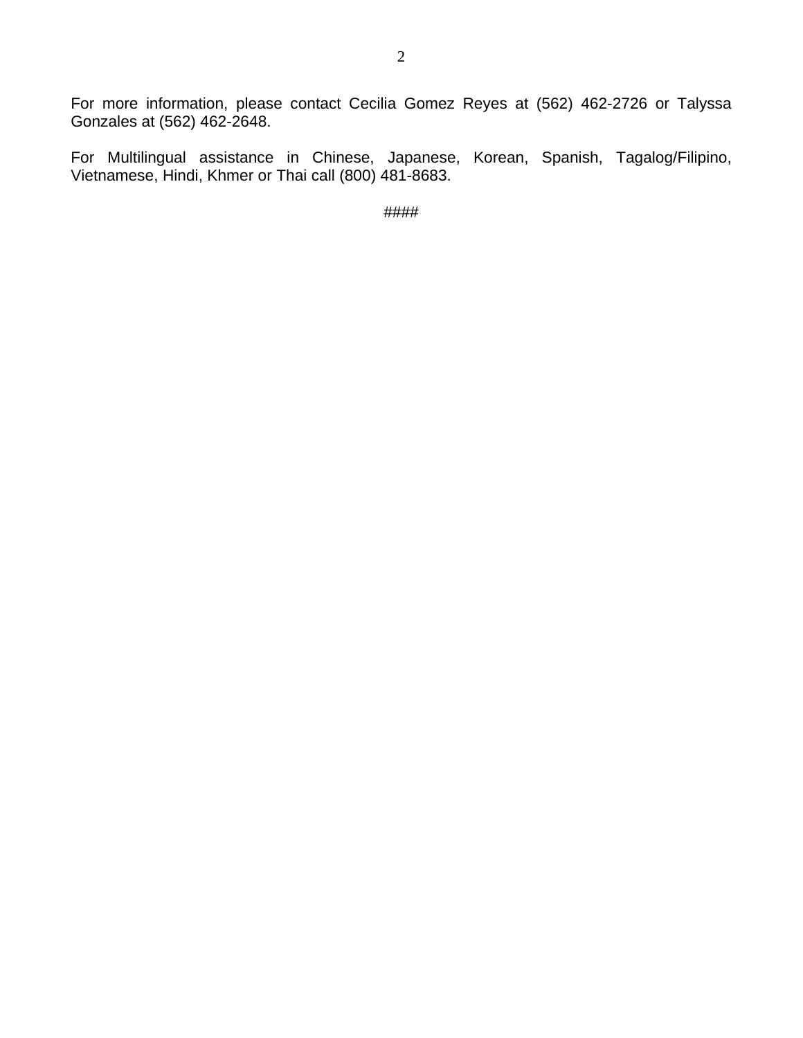For more information, please contact Cecilia Gomez Reyes at (562) 462-2726 or Talyssa Gonzales at (562) 462-2648.

For Multilingual assistance in Chinese, Japanese, Korean, Spanish, Tagalog/Filipino, Vietnamese, Hindi, Khmer or Thai call (800) 481-8683.

####